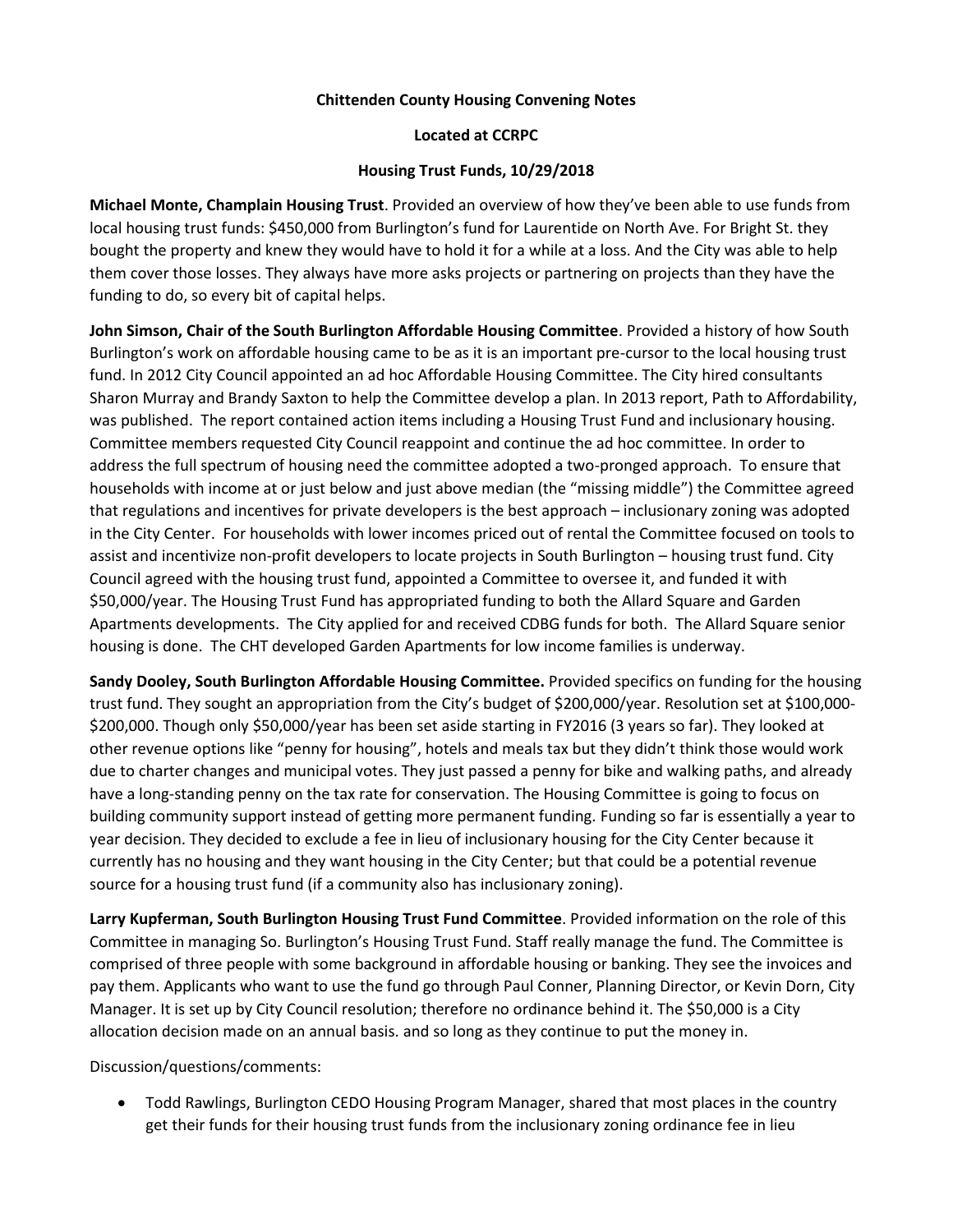**Chittenden County Housing Convening Notes**

**Located at CCRPC**

**Housing Trust Funds, 10/29/2018**

**Michael Monte, Champlain Housing Trust**. Provided an overview of how they've been able to use funds from local housing trust funds: $450,000 from Burlington's fund for Laurentide on North Ave. For Bright St. they bought the property and knew they would have to hold it for a while at a loss. And the City was able to help them cover those losses. They always have more asks projects or partnering on projects than they have the funding to do, so every bit of capital helps.

**John Simson, Chair of the South Burlington Affordable Housing Committee**. Provided a history of how South Burlington's work on affordable housing came to be as it is an important pre-cursor to the local housing trust fund. In 2012 City Council appointed an ad hoc Affordable Housing Committee. The City hired consultants Sharon Murray and Brandy Saxton to help the Committee develop a plan. In 2013 report, Path to Affordability, was published. The report contained action items including a Housing Trust Fund and inclusionary housing. Committee members requested City Council reappoint and continue the ad hoc committee. In order to address the full spectrum of housing need the committee adopted a two-pronged approach. To ensure that households with income at or just below and just above median (the "missing middle") the Committee agreed that regulations and incentives for private developers is the best approach – inclusionary zoning was adopted in the City Center. For households with lower incomes priced out of rental the Committee focused on tools to assist and incentivize non-profit developers to locate projects in South Burlington – housing trust fund. City Council agreed with the housing trust fund, appointed a Committee to oversee it, and funded it with $50,000/year. The Housing Trust Fund has appropriated funding to both the Allard Square and Garden Apartments developments. The City applied for and received CDBG funds for both. The Allard Square senior housing is done. The CHT developed Garden Apartments for low income families is underway.

**Sandy Dooley, South Burlington Affordable Housing Committee.** Provided specifics on funding for the housing trust fund. They sought an appropriation from the City's budget of $200,000/year. Resolution set at $100,000-$200,000. Though only $50,000/year has been set aside starting in FY2016 (3 years so far). They looked at other revenue options like "penny for housing", hotels and meals tax but they didn't think those would work due to charter changes and municipal votes. They just passed a penny for bike and walking paths, and already have a long-standing penny on the tax rate for conservation. The Housing Committee is going to focus on building community support instead of getting more permanent funding. Funding so far is essentially a year to year decision. They decided to exclude a fee in lieu of inclusionary housing for the City Center because it currently has no housing and they want housing in the City Center; but that could be a potential revenue source for a housing trust fund (if a community also has inclusionary zoning).

**Larry Kupferman, South Burlington Housing Trust Fund Committee**. Provided information on the role of this Committee in managing So. Burlington's Housing Trust Fund. Staff really manage the fund. The Committee is comprised of three people with some background in affordable housing or banking. They see the invoices and pay them. Applicants who want to use the fund go through Paul Conner, Planning Director, or Kevin Dorn, City Manager. It is set up by City Council resolution; therefore no ordinance behind it. The $50,000 is a City allocation decision made on an annual basis. and so long as they continue to put the money in.

Discussion/questions/comments:

- Todd Rawlings, Burlington CEDO Housing Program Manager, shared that most places in the country get their funds for their housing trust funds from the inclusionary zoning ordinance fee in lieu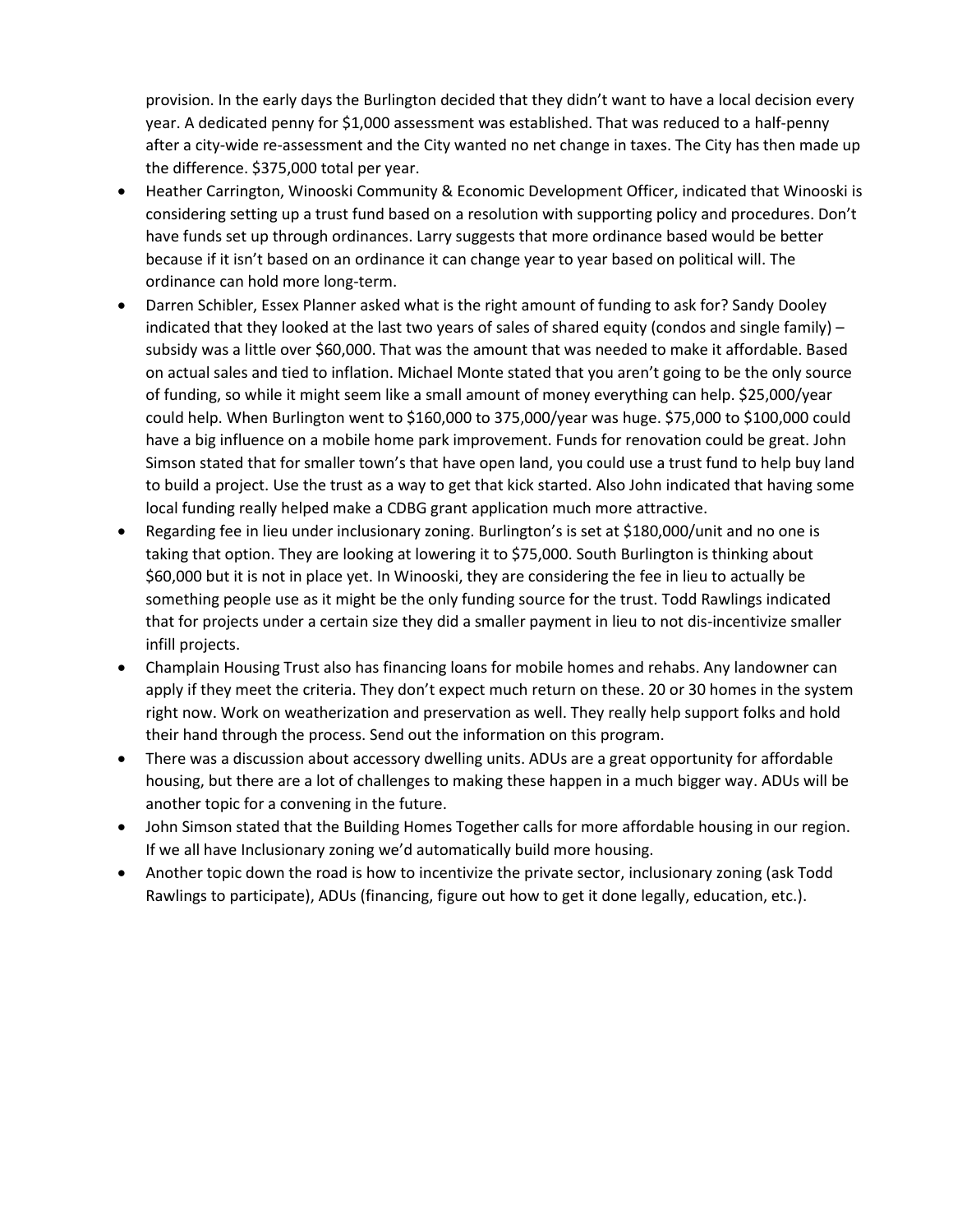provision. In the early days the Burlington decided that they didn't want to have a local decision every year. A dedicated penny for $1,000 assessment was established. That was reduced to a half-penny after a city-wide re-assessment and the City wanted no net change in taxes. The City has then made up the difference. $375,000 total per year.

- Heather Carrington, Winooski Community & Economic Development Officer, indicated that Winooski is considering setting up a trust fund based on a resolution with supporting policy and procedures. Don't have funds set up through ordinances. Larry suggests that more ordinance based would be better because if it isn't based on an ordinance it can change year to year based on political will. The ordinance can hold more long-term.
- Darren Schibler, Essex Planner asked what is the right amount of funding to ask for? Sandy Dooley indicated that they looked at the last two years of sales of shared equity (condos and single family) – subsidy was a little over $60,000. That was the amount that was needed to make it affordable. Based on actual sales and tied to inflation. Michael Monte stated that you aren't going to be the only source of funding, so while it might seem like a small amount of money everything can help. $25,000/year could help. When Burlington went to $160,000 to 375,000/year was huge. $75,000 to $100,000 could have a big influence on a mobile home park improvement. Funds for renovation could be great. John Simson stated that for smaller town's that have open land, you could use a trust fund to help buy land to build a project. Use the trust as a way to get that kick started. Also John indicated that having some local funding really helped make a CDBG grant application much more attractive.
- Regarding fee in lieu under inclusionary zoning. Burlington's is set at $180,000/unit and no one is taking that option. They are looking at lowering it to $75,000. South Burlington is thinking about $60,000 but it is not in place yet. In Winooski, they are considering the fee in lieu to actually be something people use as it might be the only funding source for the trust. Todd Rawlings indicated that for projects under a certain size they did a smaller payment in lieu to not dis-incentivize smaller infill projects.
- Champlain Housing Trust also has financing loans for mobile homes and rehabs. Any landowner can apply if they meet the criteria. They don't expect much return on these. 20 or 30 homes in the system right now. Work on weatherization and preservation as well. They really help support folks and hold their hand through the process. Send out the information on this program.
- There was a discussion about accessory dwelling units. ADUs are a great opportunity for affordable housing, but there are a lot of challenges to making these happen in a much bigger way. ADUs will be another topic for a convening in the future.
- John Simson stated that the Building Homes Together calls for more affordable housing in our region. If we all have Inclusionary zoning we'd automatically build more housing.
- Another topic down the road is how to incentivize the private sector, inclusionary zoning (ask Todd Rawlings to participate), ADUs (financing, figure out how to get it done legally, education, etc.).